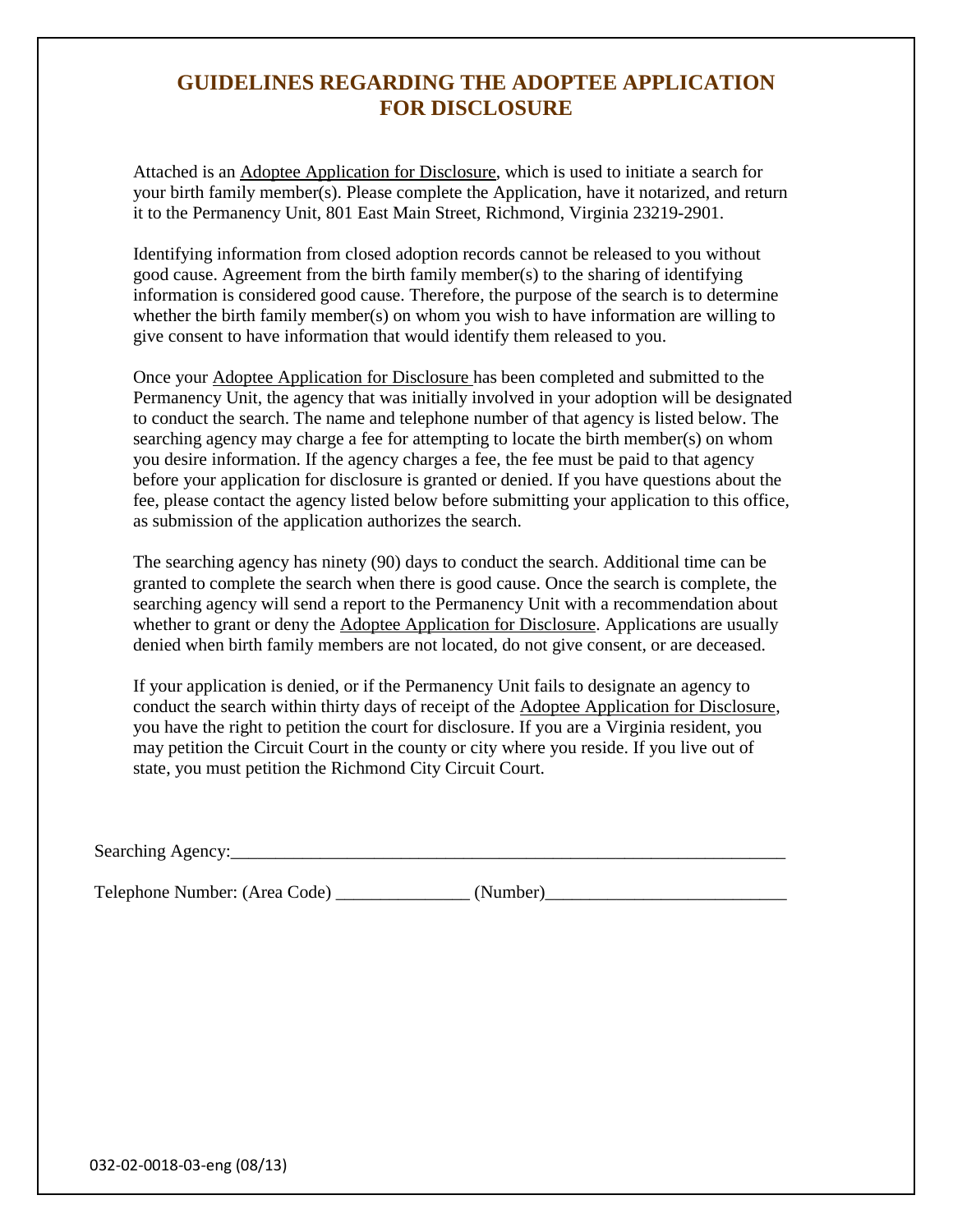# GUIDELINES REGARDING THE ADOPTEE APPLICATION FOR DISCLOSURE

Attached is an Adoptee Application for Disclosure, which is used to initiate a search for your birth family member(s). Please complete the Application, have it notarized, and return it to the Permanency Unit, 801 East Main Street, Richmond, Virginia 23219-2901.

Identifying information from closed adoption records cannot be released to you without good cause. Agreement from the birth family member(s) to the sharing of identifying information is considered good cause. Therefore, the purpose of the search is to determine whether the birth family member(s) on whom you wish to have information are willing to give consent to have information that would identify them released to you.

Once your Adoptee Application for Disclosure has been completed and submitted to the Permanency Unit, the agency that was initially involved in your adoption will be designated to conduct the search. The name and telephone number of that agency is listed below. The searching agency may charge a fee for attempting to locate the birth member(s) on whom you desire information. If the agency charges a fee, the fee must be paid to that agency before your application for disclosure is granted or denied. If you have questions about the fee, please contact the agency listed below before submitting your application to this office, as submission of the application authorizes the search.

The searching agency has ninety (90) days to conduct the search. Additional time can be granted to complete the search when there is good cause. Once the search is complete, the searching agency will send a report to the Permanency Unit with a recommendation about whether to grant or deny the Adoptee Application for Disclosure. Applications are usually denied when birth family members are not located, do not give consent, or are deceased.

If your application is denied, or if the Permanency Unit fails to designate an agency to conduct the search within thirty days of receipt of the Adoptee Application for Disclosure, you have the right to petition the court for disclosure. If you are a Virginia resident, you may petition the Circuit Court in the county or city where you reside. If you live out of state, you must petition the Richmond City Circuit Court.

Searching Agency:_______________________________________________________________

Telephone Number: (Area Code) _______________ (Number)___________________________

032-02-0018-03-eng (08/13)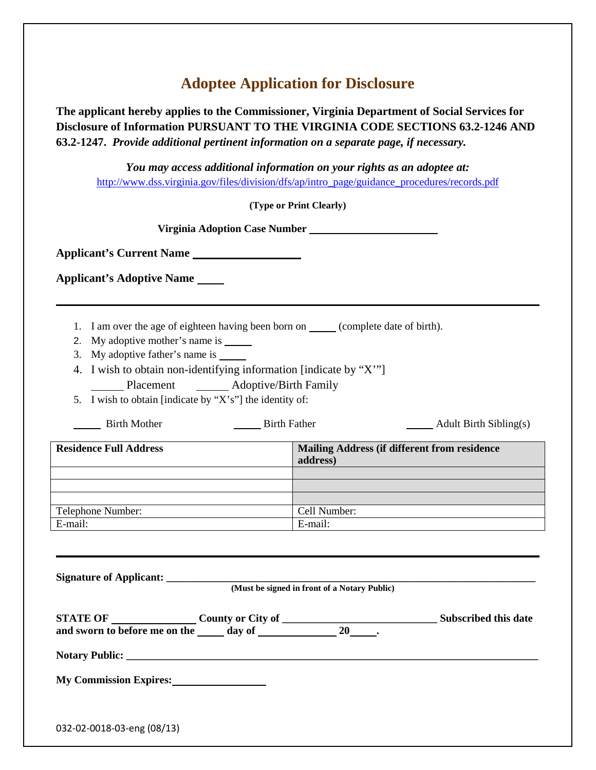# Adoptee Application for Disclosure

**The applicant hereby applies to the Commissioner, Virginia Department of Social Services for Disclosure of Information PURSUANT TO THE VIRGINIA CODE SECTIONS 63.2-1246 AND 63.2-1247.** ***Provide additional pertinent information on a separate page, if necessary.***

*You may access additional information on your rights as an adoptee at:*
http://www.dss.virginia.gov/files/division/dfs/ap/intro_page/guidance_procedures/records.pdf

**(Type or Print Clearly)**

**Virginia Adoption Case Number** ______________________

**Applicant's Current Name** ___________________

**Applicant's Adoptive Name** _____

---

1. I am over the age of eighteen having been born on _____ (complete date of birth).
2. My adoptive mother's name is _____
3. My adoptive father's name is _____
4. I wish to obtain non-identifying information [indicate by "X'"]
   ______ Placement ______ Adoptive/Birth Family
5. I wish to obtain [indicate by "X's"] the identity of:

_____ Birth Mother _____ Birth Father _____ Adult Birth Sibling(s)

| **Residence Full Address** | **Mailing Address (if different from residence address)** |
| --- | --- |
| | |
| | |
| | |
| Telephone Number: | Cell Number: |
| E-mail: | E-mail: |

---

**Signature of Applicant:** ______________________________________________
**(Must be signed in front of a Notary Public)**

**STATE OF** _______________ **County or City of** ____________________________ **Subscribed this date and sworn to before me on the** _____ **day of** ______________ **20**_____**.**

**Notary Public:** ______________________________________________

**My Commission Expires:**_________________

032-02-0018-03-eng (08/13)